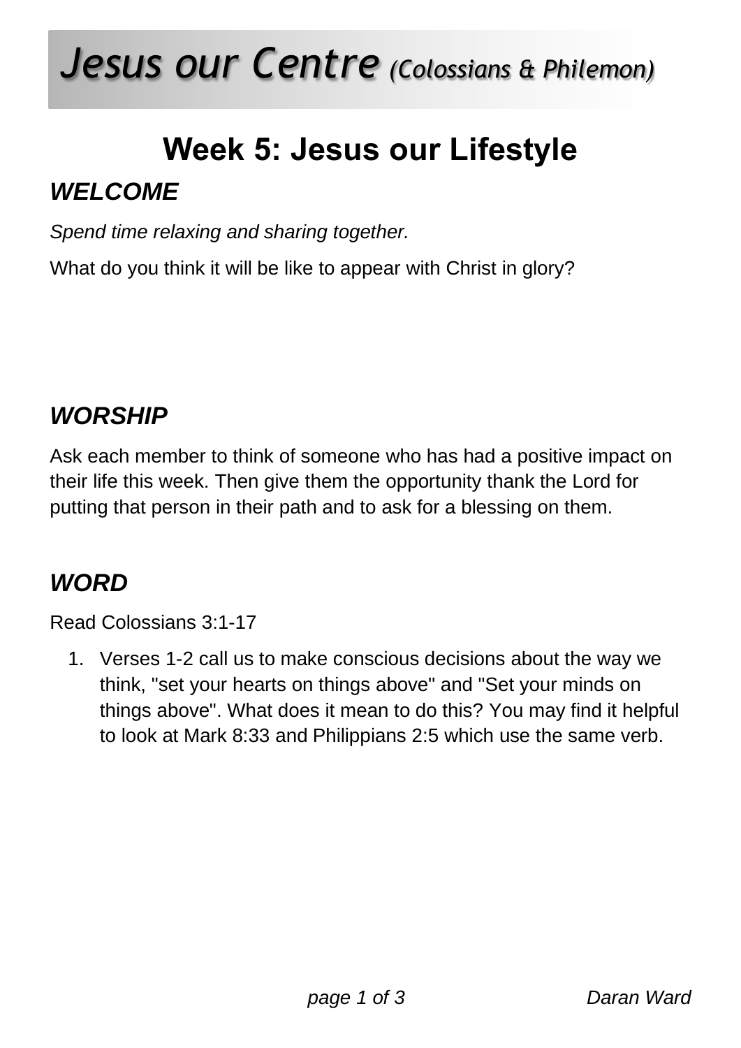# *Jesus our Centre (Colossians & Philemon)*

## Week 5: Jesus our Lifestyle

### *WELCOME*

*Spend time relaxing and sharing together.*

What do you think it will be like to appear with Christ in glory?

### *WORSHIP*

Ask each member to think of someone who has had a positive impact on their life this week. Then give them the opportunity thank the Lord for putting that person in their path and to ask for a blessing on them.

### *WORD*

Read Colossians 3:1-17

1. Verses 1-2 call us to make conscious decisions about the way we think, "set your hearts on things above" and "Set your minds on things above". What does it mean to do this? You may find it helpful to look at Mark 8:33 and Philippians 2:5 which use the same verb.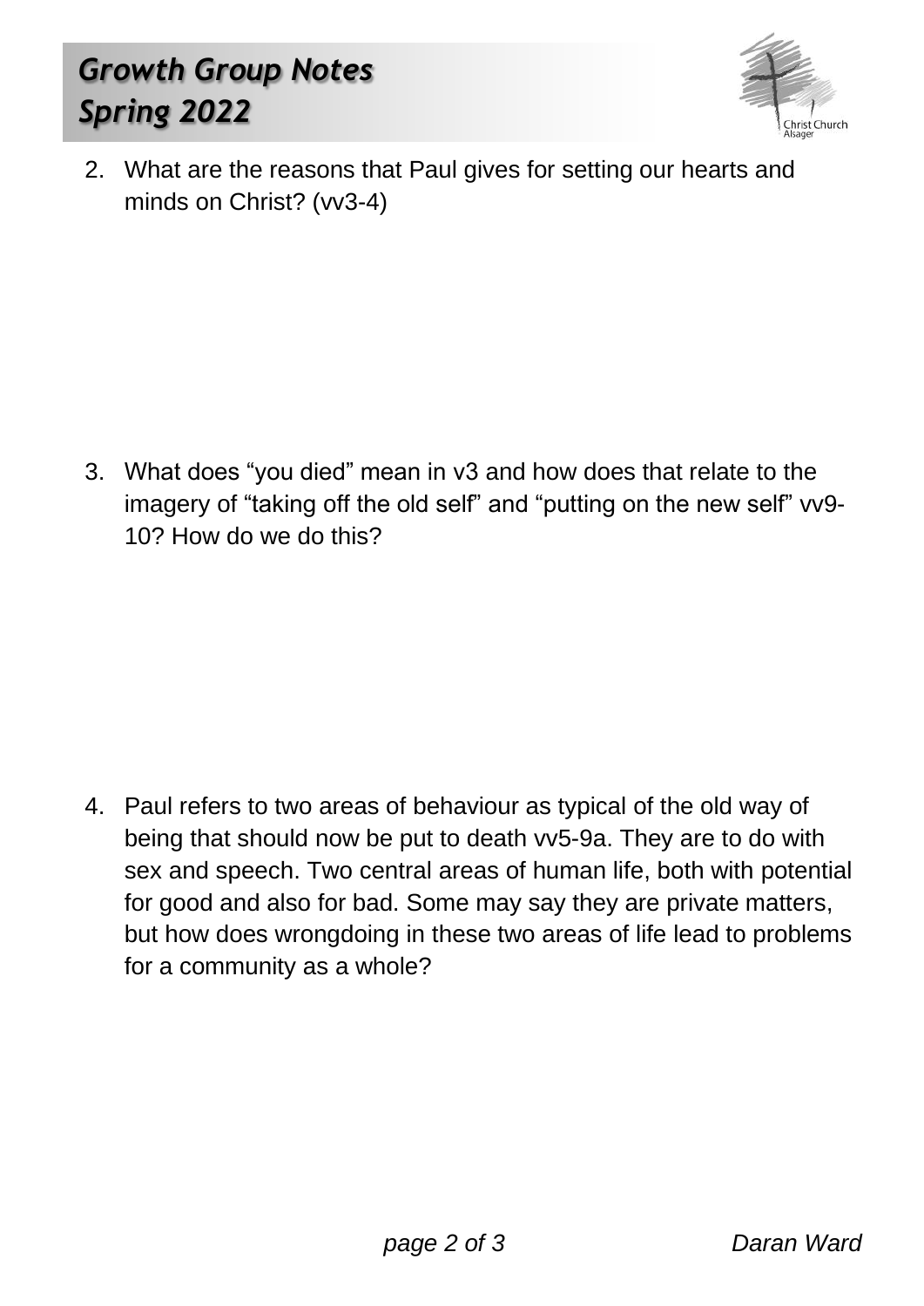2. What are the reasons that Paul gives for setting our hearts and minds on Christ? (vv3-4)

3. What does “you died” mean in v3 and how does that relate to the imagery of “taking off the old self” and “putting on the new self” vv9-10? How do we do this?

4. Paul refers to two areas of behaviour as typical of the old way of being that should now be put to death vv5-9a. They are to do with sex and speech. Two central areas of human life, both with potential for good and also for bad. Some may say they are private matters, but how does wrongdoing in these two areas of life lead to problems for a community as a whole?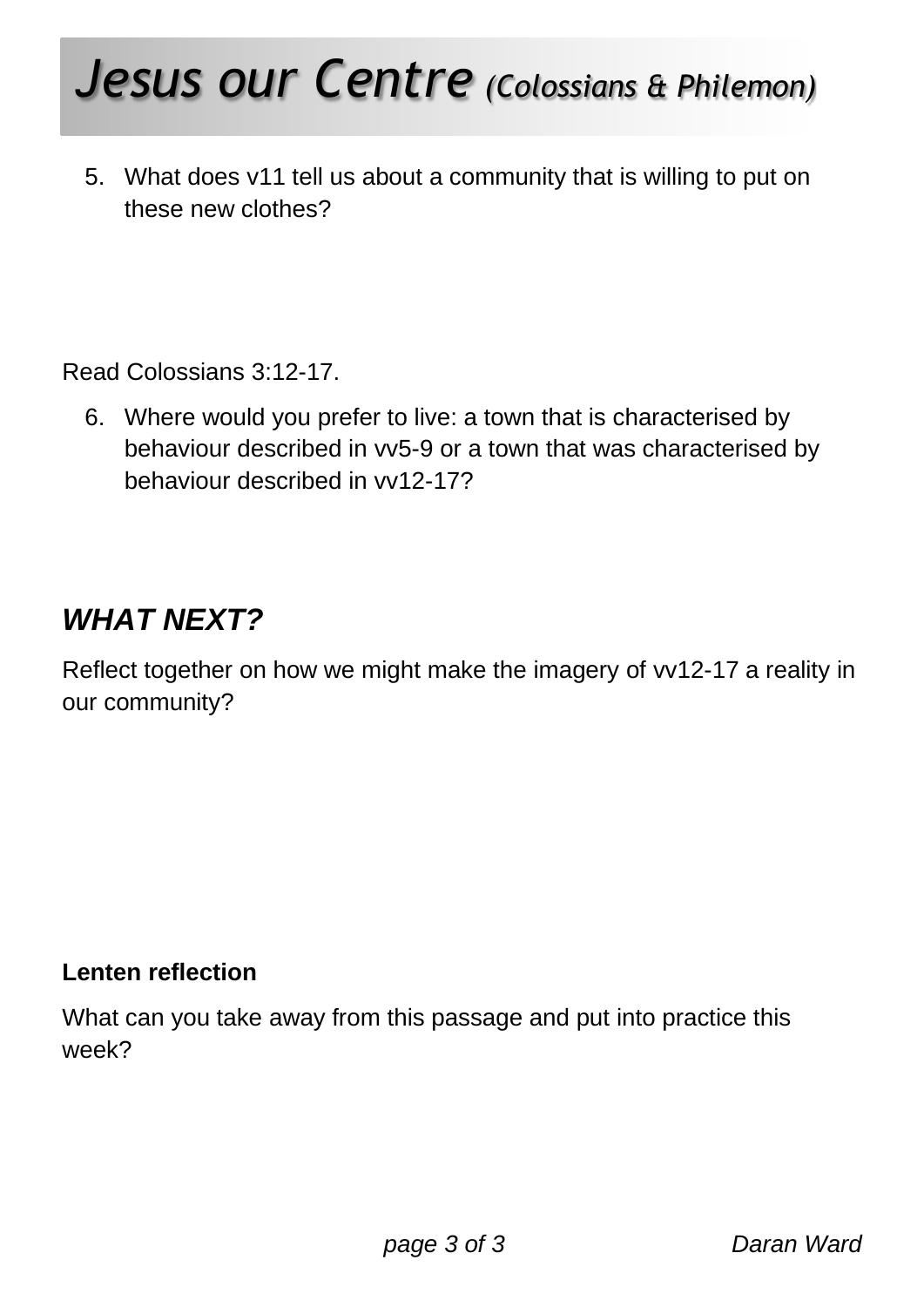5. What does v11 tell us about a community that is willing to put on these new clothes?

Read Colossians 3:12-17.

6. Where would you prefer to live: a town that is characterised by behaviour described in vv5-9 or a town that was characterised by behaviour described in vv12-17?

## *WHAT NEXT?*

Reflect together on how we might make the imagery of vv12-17 a reality in our community?

**Lenten reflection**

What can you take away from this passage and put into practice this week?